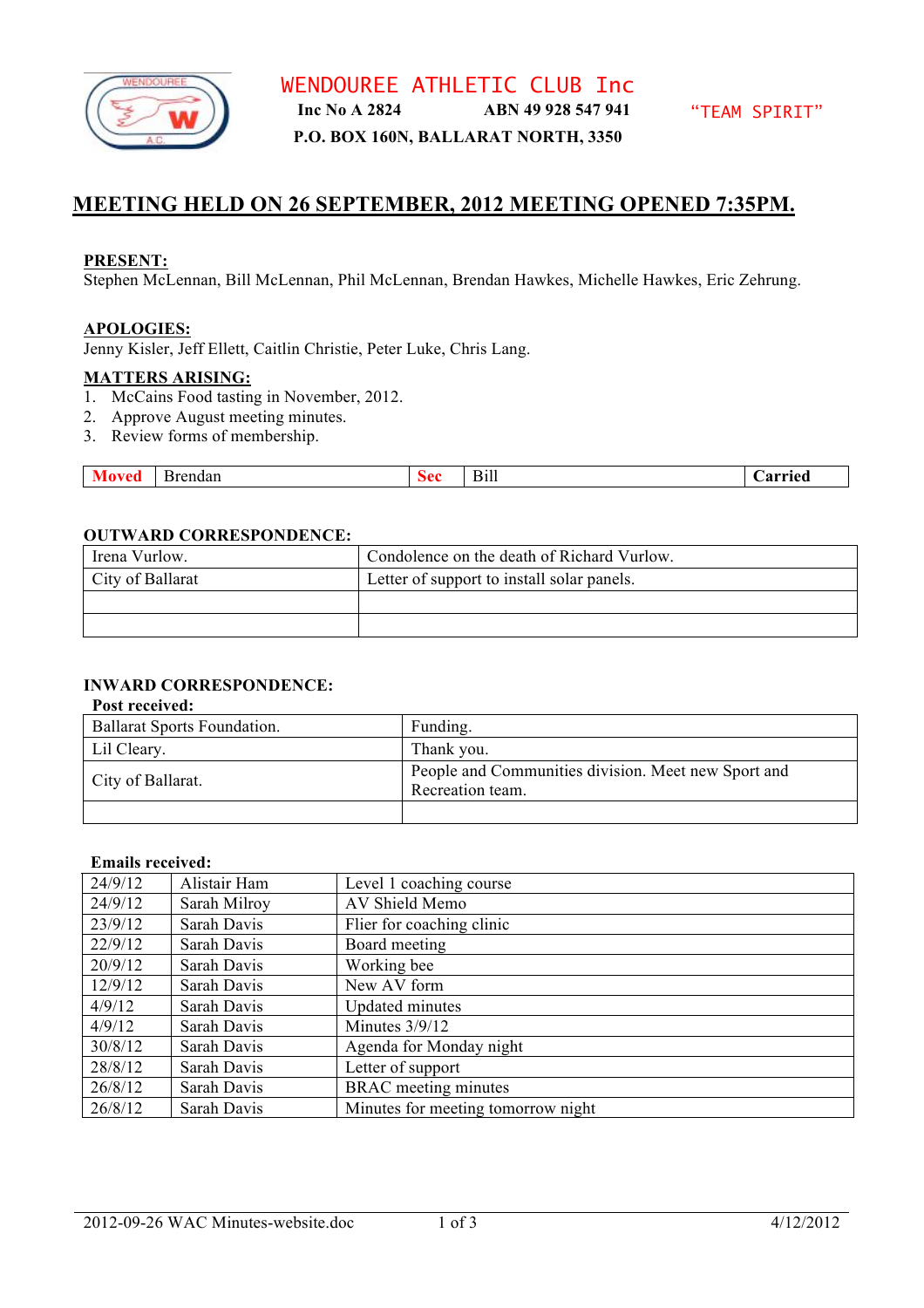# WENDOUREE ATHLETIC CLUB Inc

**Inc No A 2824** **ABN 49 928 547 941** "TEAM SPIRIT"

**P.O. BOX 160N, BALLARAT NORTH, 3350**

## MEETING HELD ON 26 SEPTEMBER, 2012 MEETING OPENED 7:35PM.

**PRESENT:**
Stephen McLennan, Bill McLennan, Phil McLennan, Brendan Hawkes, Michelle Hawkes, Eric Zehrung.

**APOLOGIES:**
Jenny Kisler, Jeff Ellett, Caitlin Christie, Peter Luke, Chris Lang.

**MATTERS ARISING:**

1. McCains Food tasting in November, 2012.
2. Approve August meeting minutes.
3. Review forms of membership.

| | | | | |
|---|---|---|---|---|
| **Moved** | Brendan | **Sec** | Bill | **Carried** |

**OUTWARD CORRESPONDENCE:**

| | |
|---|---|
| Irena Vurlow. | Condolence on the death of Richard Vurlow. |
| City of Ballarat | Letter of support to install solar panels. |
| | |
| | |

**INWARD CORRESPONDENCE:**

**Post received:**

| | |
|---|---|
| Ballarat Sports Foundation. | Funding. |
| Lil Cleary. | Thank you. |
| City of Ballarat. | People and Communities division. Meet new Sport and Recreation team. |
| | |

**Emails received:**

| | | |
|---|---|---|
| 24/9/12 | Alistair Ham | Level 1 coaching course |
| 24/9/12 | Sarah Milroy | AV Shield Memo |
| 23/9/12 | Sarah Davis | Flier for coaching clinic |
| 22/9/12 | Sarah Davis | Board meeting |
| 20/9/12 | Sarah Davis | Working bee |
| 12/9/12 | Sarah Davis | New AV form |
| 4/9/12 | Sarah Davis | Updated minutes |
| 4/9/12 | Sarah Davis | Minutes 3/9/12 |
| 30/8/12 | Sarah Davis | Agenda for Monday night |
| 28/8/12 | Sarah Davis | Letter of support |
| 26/8/12 | Sarah Davis | BRAC meeting minutes |
| 26/8/12 | Sarah Davis | Minutes for meeting tomorrow night |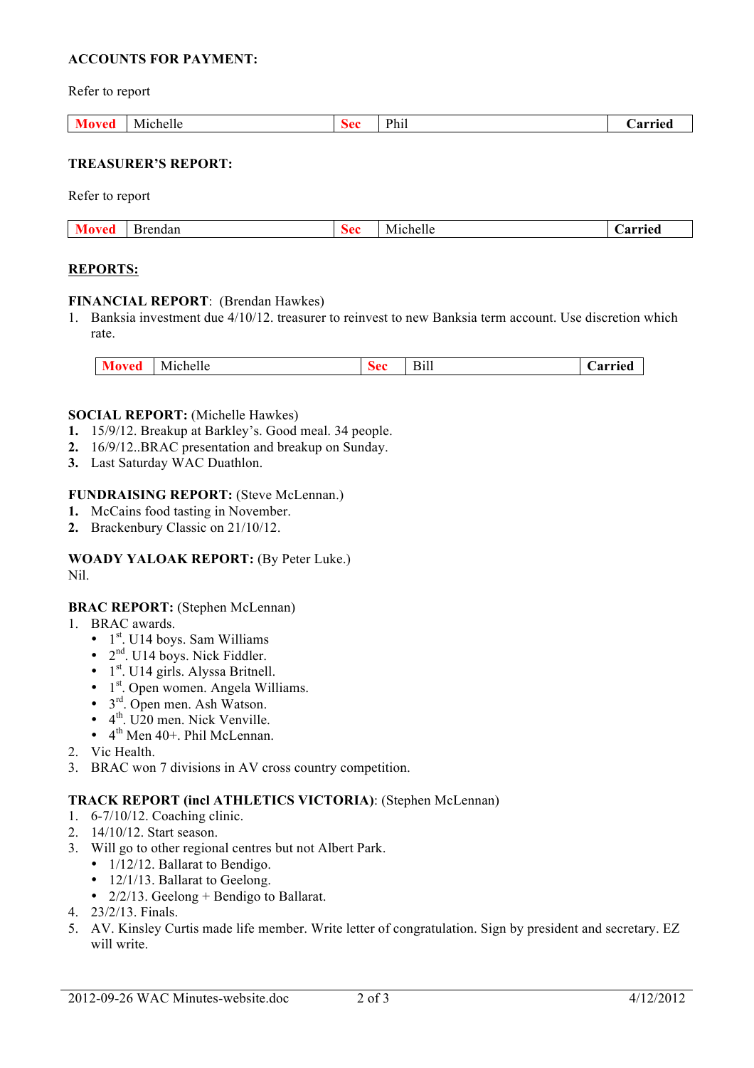**ACCOUNTS FOR PAYMENT:**

Refer to report

| | | | | |
|---|---|---|---|---|
| **Moved** | Michelle | **Sec** | Phil | **Carried** |

**TREASURER'S REPORT:**

Refer to report

| | | | | |
|---|---|---|---|---|
| **Moved** | Brendan | **Sec** | Michelle | **Carried** |

**REPORTS:**

**FINANCIAL REPORT**: (Brendan Hawkes)

1. Banksia investment due 4/10/12. treasurer to reinvest to new Banksia term account. Use discretion which rate.

| | | | | |
|---|---|---|---|---|
| **Moved** | Michelle | **Sec** | Bill | **Carried** |

**SOCIAL REPORT:** (Michelle Hawkes)

1. 15/9/12. Breakup at Barkley's. Good meal. 34 people.
2. 16/9/12..BRAC presentation and breakup on Sunday.
3. Last Saturday WAC Duathlon.

**FUNDRAISING REPORT:** (Steve McLennan.)

1. McCains food tasting in November.
2. Brackenbury Classic on 21/10/12.

**WOADY YALOAK REPORT:** (By Peter Luke.)

Nil.

**BRAC REPORT:** (Stephen McLennan)

1. BRAC awards.
   - 1st. U14 boys. Sam Williams
   - 2nd. U14 boys. Nick Fiddler.
   - 1st. U14 girls. Alyssa Britnell.
   - 1st. Open women. Angela Williams.
   - 3rd. Open men. Ash Watson.
   - 4th. U20 men. Nick Venville.
   - 4th Men 40+. Phil McLennan.
2. Vic Health.
3. BRAC won 7 divisions in AV cross country competition.

**TRACK REPORT (incl ATHLETICS VICTORIA)**: (Stephen McLennan)

1. 6-7/10/12. Coaching clinic.
2. 14/10/12. Start season.
3. Will go to other regional centres but not Albert Park.
   - 1/12/12. Ballarat to Bendigo.
   - 12/1/13. Ballarat to Geelong.
   - 2/2/13. Geelong + Bendigo to Ballarat.
4. 23/2/13. Finals.
5. AV. Kinsley Curtis made life member. Write letter of congratulation. Sign by president and secretary. EZ will write.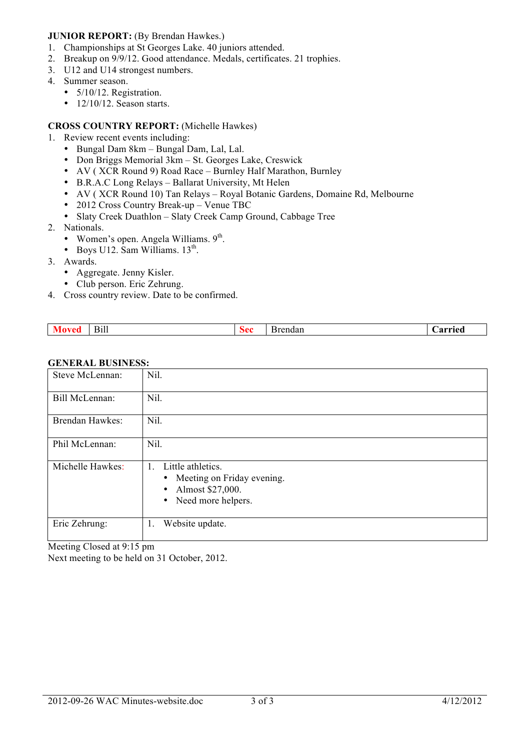**JUNIOR REPORT:** (By Brendan Hawkes.)

1. Championships at St Georges Lake. 40 juniors attended.
2. Breakup on 9/9/12. Good attendance. Medals, certificates. 21 trophies.
3. U12 and U14 strongest numbers.
4. Summer season.
   - 5/10/12. Registration.
   - 12/10/12. Season starts.

**CROSS COUNTRY REPORT:** (Michelle Hawkes)

1. Review recent events including:
   - Bungal Dam 8km – Bungal Dam, Lal, Lal.
   - Don Briggs Memorial 3km – St. Georges Lake, Creswick
   - AV ( XCR Round 9) Road Race – Burnley Half Marathon, Burnley
   - B.R.A.C Long Relays – Ballarat University, Mt Helen
   - AV ( XCR Round 10) Tan Relays – Royal Botanic Gardens, Domaine Rd, Melbourne
   - 2012 Cross Country Break-up – Venue TBC
   - Slaty Creek Duathlon – Slaty Creek Camp Ground, Cabbage Tree
2. Nationals.
   - Women's open. Angela Williams. 9th.
   - Boys U12. Sam Williams. 13th.
3. Awards.
   - Aggregate. Jenny Kisler.
   - Club person. Eric Zehrung.
4. Cross country review. Date to be confirmed.

| | | | | |
|---|---|---|---|---|
| **Moved** | Bill | **Sec** | Brendan | **Carried** |

**GENERAL BUSINESS:**

| | |
|---|---|
| Steve McLennan: | Nil. |
| Bill McLennan: | Nil. |
| Brendan Hawkes: | Nil. |
| Phil McLennan: | Nil. |
| Michelle Hawkes: | 1. Little athletics.<br>• Meeting on Friday evening.<br>• Almost $27,000.<br>• Need more helpers. |
| Eric Zehrung: | 1. Website update. |

Meeting Closed at 9:15 pm

Next meeting to be held on 31 October, 2012.